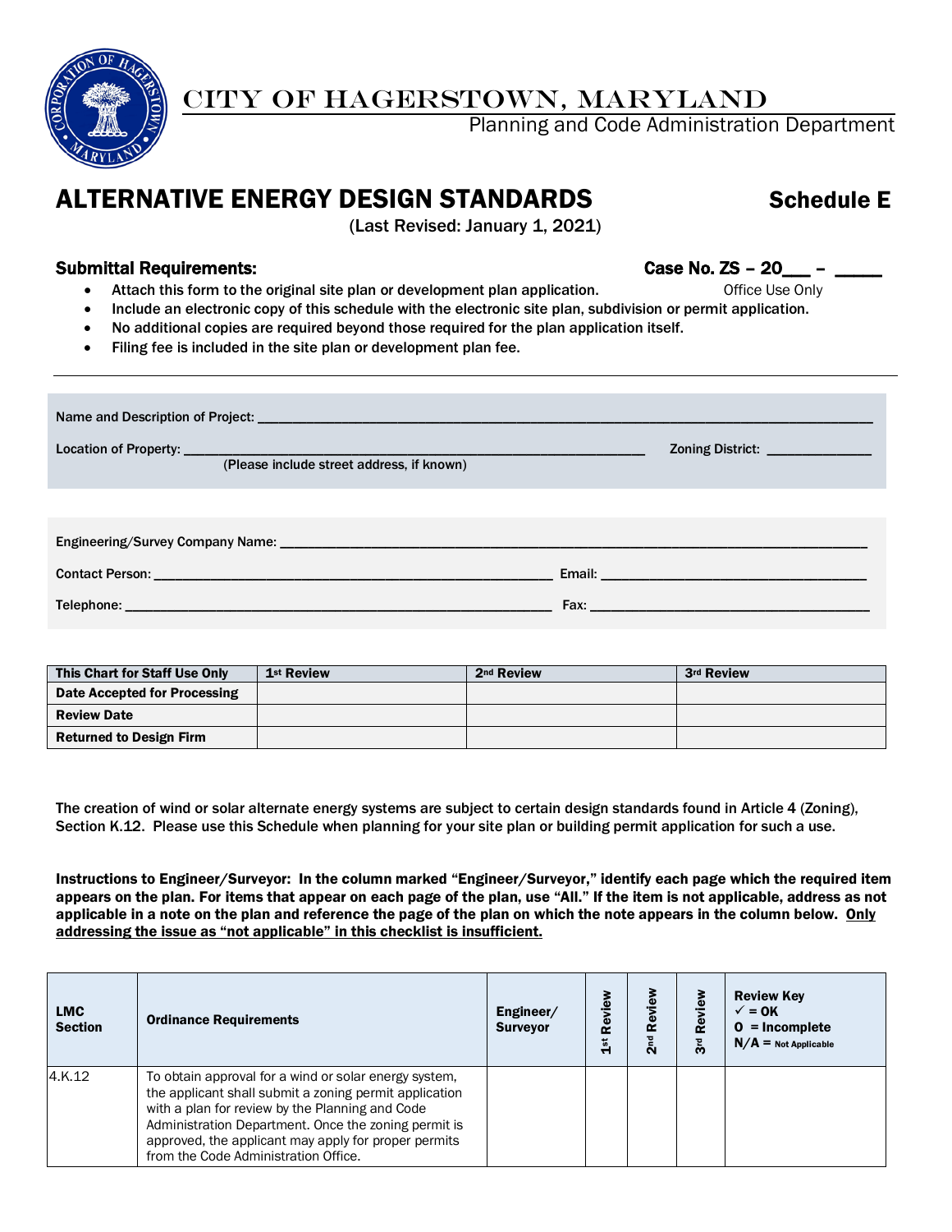# CITY OF HAGERSTOWN, MARYLAND

Planning and Code Administration Department

## ALTERNATIVE ENERGY DESIGN STANDARDS — Schedule E

(Last Revised: January 1, 2021)

### Submittal Requirements:

**Case No. ZS – 20\_\_\_ – \_\_\_\_\_**
Office Use Only

- **Attach this form to the original site plan or development plan application.**
- **Include an electronic copy of this schedule with the electronic site plan, subdivision or permit application.**
- **No additional copies are required beyond those required for the plan application itself.**
- **Filing fee is included in the site plan or development plan fee.**

---

Name and Description of Project: \_\_\_\_\_\_\_\_\_\_\_\_\_\_\_\_\_\_\_\_\_\_\_\_\_\_\_\_\_\_\_\_\_\_\_\_\_\_\_\_\_\_\_\_\_\_\_\_

Location of Property: \_\_\_\_\_\_\_\_\_\_\_\_\_\_\_\_\_\_\_\_\_\_\_\_\_\_\_\_\_\_\_\_\_\_\_\_\_\_\_\_ Zoning District: \_\_\_\_\_\_\_\_\_\_\_\_
(Please include street address, if known)

Engineering/Survey Company Name: \_\_\_\_\_\_\_\_\_\_\_\_\_\_\_\_\_\_\_\_\_\_\_\_\_\_\_\_\_\_\_\_\_\_\_\_\_\_\_\_\_\_\_\_\_\_\_\_

Contact Person: \_\_\_\_\_\_\_\_\_\_\_\_\_\_\_\_\_\_\_\_\_\_\_\_\_\_\_\_\_\_\_\_ Email: \_\_\_\_\_\_\_\_\_\_\_\_\_\_\_\_\_\_\_\_\_\_\_\_

Telephone: \_\_\_\_\_\_\_\_\_\_\_\_\_\_\_\_\_\_\_\_\_\_\_\_\_\_\_\_\_\_\_\_\_\_\_\_ Fax: \_\_\_\_\_\_\_\_\_\_\_\_\_\_\_\_\_\_\_\_\_\_\_\_\_\_

| This Chart for Staff Use Only | 1st Review | 2nd Review | 3rd Review |
|---|---|---|---|
| Date Accepted for Processing | | | |
| Review Date | | | |
| Returned to Design Firm | | | |

The creation of wind or solar alternate energy systems are subject to certain design standards found in Article 4 (Zoning), Section K.12. Please use this Schedule when planning for your site plan or building permit application for such a use.

**Instructions to Engineer/Surveyor: In the column marked "Engineer/Surveyor," identify each page which the required item appears on the plan. For items that appear on each page of the plan, use "All." If the item is not applicable, address as not applicable in a note on the plan and reference the page of the plan on which the note appears in the column below. <u>Only addressing the issue as "not applicable" in this checklist is insufficient.</u>**

| LMC Section | Ordinance Requirements | Engineer/ Surveyor | 1st Review | 2nd Review | 3rd Review | Review Key ✓ = OK O = Incomplete N/A = Not Applicable |
|---|---|---|---|---|---|---|
| 4.K.12 | To obtain approval for a wind or solar energy system, the applicant shall submit a zoning permit application with a plan for review by the Planning and Code Administration Department. Once the zoning permit is approved, the applicant may apply for proper permits from the Code Administration Office. | | | | | |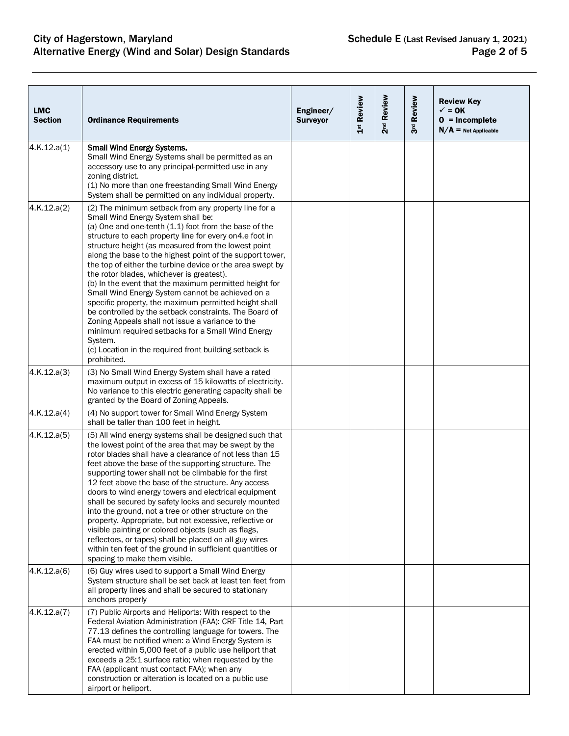| LMC Section | Ordinance Requirements | Engineer/ Surveyor | 1st Review | 2nd Review | 3rd Review | Review Key ✓ = OK O = Incomplete N/A = Not Applicable |
|---|---|---|---|---|---|---|
| 4.K.12.a(1) | **Small Wind Energy Systems.** Small Wind Energy Systems shall be permitted as an accessory use to any principal-permitted use in any zoning district. (1) No more than one freestanding Small Wind Energy System shall be permitted on any individual property. | | | | | |
| 4.K.12.a(2) | (2) The minimum setback from any property line for a Small Wind Energy System shall be: (a) One and one-tenth (1.1) foot from the base of the structure to each property line for every on4.e foot in structure height (as measured from the lowest point along the base to the highest point of the support tower, the top of either the turbine device or the area swept by the rotor blades, whichever is greatest). (b) In the event that the maximum permitted height for Small Wind Energy System cannot be achieved on a specific property, the maximum permitted height shall be controlled by the setback constraints. The Board of Zoning Appeals shall not issue a variance to the minimum required setbacks for a Small Wind Energy System. (c) Location in the required front building setback is prohibited. | | | | | |
| 4.K.12.a(3) | (3) No Small Wind Energy System shall have a rated maximum output in excess of 15 kilowatts of electricity. No variance to this electric generating capacity shall be granted by the Board of Zoning Appeals. | | | | | |
| 4.K.12.a(4) | (4) No support tower for Small Wind Energy System shall be taller than 100 feet in height. | | | | | |
| 4.K.12.a(5) | (5) All wind energy systems shall be designed such that the lowest point of the area that may be swept by the rotor blades shall have a clearance of not less than 15 feet above the base of the supporting structure. The supporting tower shall not be climbable for the first 12 feet above the base of the structure. Any access doors to wind energy towers and electrical equipment shall be secured by safety locks and securely mounted into the ground, not a tree or other structure on the property. Appropriate, but not excessive, reflective or visible painting or colored objects (such as flags, reflectors, or tapes) shall be placed on all guy wires within ten feet of the ground in sufficient quantities or spacing to make them visible. | | | | | |
| 4.K.12.a(6) | (6) Guy wires used to support a Small Wind Energy System structure shall be set back at least ten feet from all property lines and shall be secured to stationary anchors properly | | | | | |
| 4.K.12.a(7) | (7) Public Airports and Heliports: With respect to the Federal Aviation Administration (FAA): CRF Title 14, Part 77.13 defines the controlling language for towers. The FAA must be notified when: a Wind Energy System is erected within 5,000 feet of a public use heliport that exceeds a 25:1 surface ratio; when requested by the FAA (applicant must contact FAA); when any construction or alteration is located on a public use airport or heliport. | | | | | |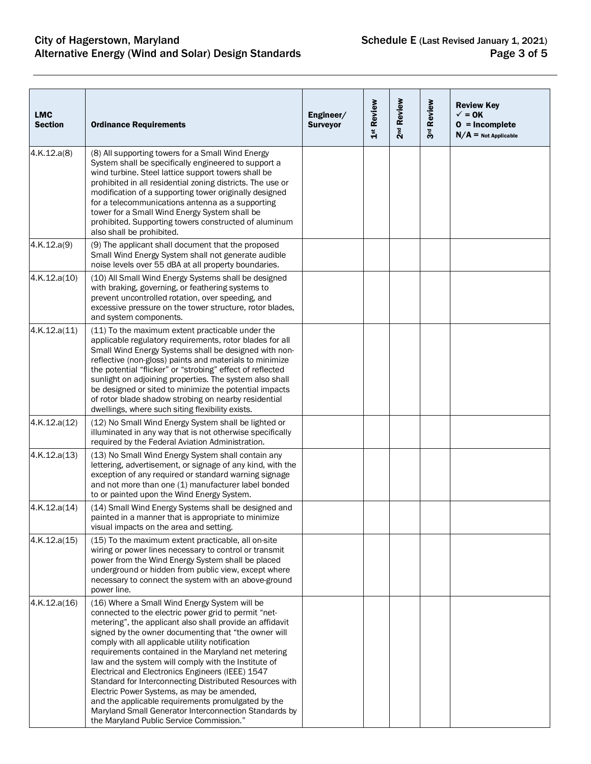| LMC Section | Ordinance Requirements | Engineer/ Surveyor | 1st Review | 2nd Review | 3rd Review | Review Key ✓ = OK O = Incomplete N/A = Not Applicable |
|---|---|---|---|---|---|---|
| 4.K.12.a(8) | (8) All supporting towers for a Small Wind Energy System shall be specifically engineered to support a wind turbine. Steel lattice support towers shall be prohibited in all residential zoning districts. The use or modification of a supporting tower originally designed for a telecommunications antenna as a supporting tower for a Small Wind Energy System shall be prohibited. Supporting towers constructed of aluminum also shall be prohibited. | | | | | |
| 4.K.12.a(9) | (9) The applicant shall document that the proposed Small Wind Energy System shall not generate audible noise levels over 55 dBA at all property boundaries. | | | | | |
| 4.K.12.a(10) | (10) All Small Wind Energy Systems shall be designed with braking, governing, or feathering systems to prevent uncontrolled rotation, over speeding, and excessive pressure on the tower structure, rotor blades, and system components. | | | | | |
| 4.K.12.a(11) | (11) To the maximum extent practicable under the applicable regulatory requirements, rotor blades for all Small Wind Energy Systems shall be designed with non-reflective (non-gloss) paints and materials to minimize the potential "flicker" or "strobing" effect of reflected sunlight on adjoining properties. The system also shall be designed or sited to minimize the potential impacts of rotor blade shadow strobing on nearby residential dwellings, where such siting flexibility exists. | | | | | |
| 4.K.12.a(12) | (12) No Small Wind Energy System shall be lighted or illuminated in any way that is not otherwise specifically required by the Federal Aviation Administration. | | | | | |
| 4.K.12.a(13) | (13) No Small Wind Energy System shall contain any lettering, advertisement, or signage of any kind, with the exception of any required or standard warning signage and not more than one (1) manufacturer label bonded to or painted upon the Wind Energy System. | | | | | |
| 4.K.12.a(14) | (14) Small Wind Energy Systems shall be designed and painted in a manner that is appropriate to minimize visual impacts on the area and setting. | | | | | |
| 4.K.12.a(15) | (15) To the maximum extent practicable, all on-site wiring or power lines necessary to control or transmit power from the Wind Energy System shall be placed underground or hidden from public view, except where necessary to connect the system with an above-ground power line. | | | | | |
| 4.K.12.a(16) | (16) Where a Small Wind Energy System will be connected to the electric power grid to permit "net-metering", the applicant also shall provide an affidavit signed by the owner documenting that "the owner will comply with all applicable utility notification requirements contained in the Maryland net metering law and the system will comply with the Institute of Electrical and Electronics Engineers (IEEE) 1547 Standard for Interconnecting Distributed Resources with Electric Power Systems, as may be amended, and the applicable requirements promulgated by the Maryland Small Generator Interconnection Standards by the Maryland Public Service Commission." | | | | | |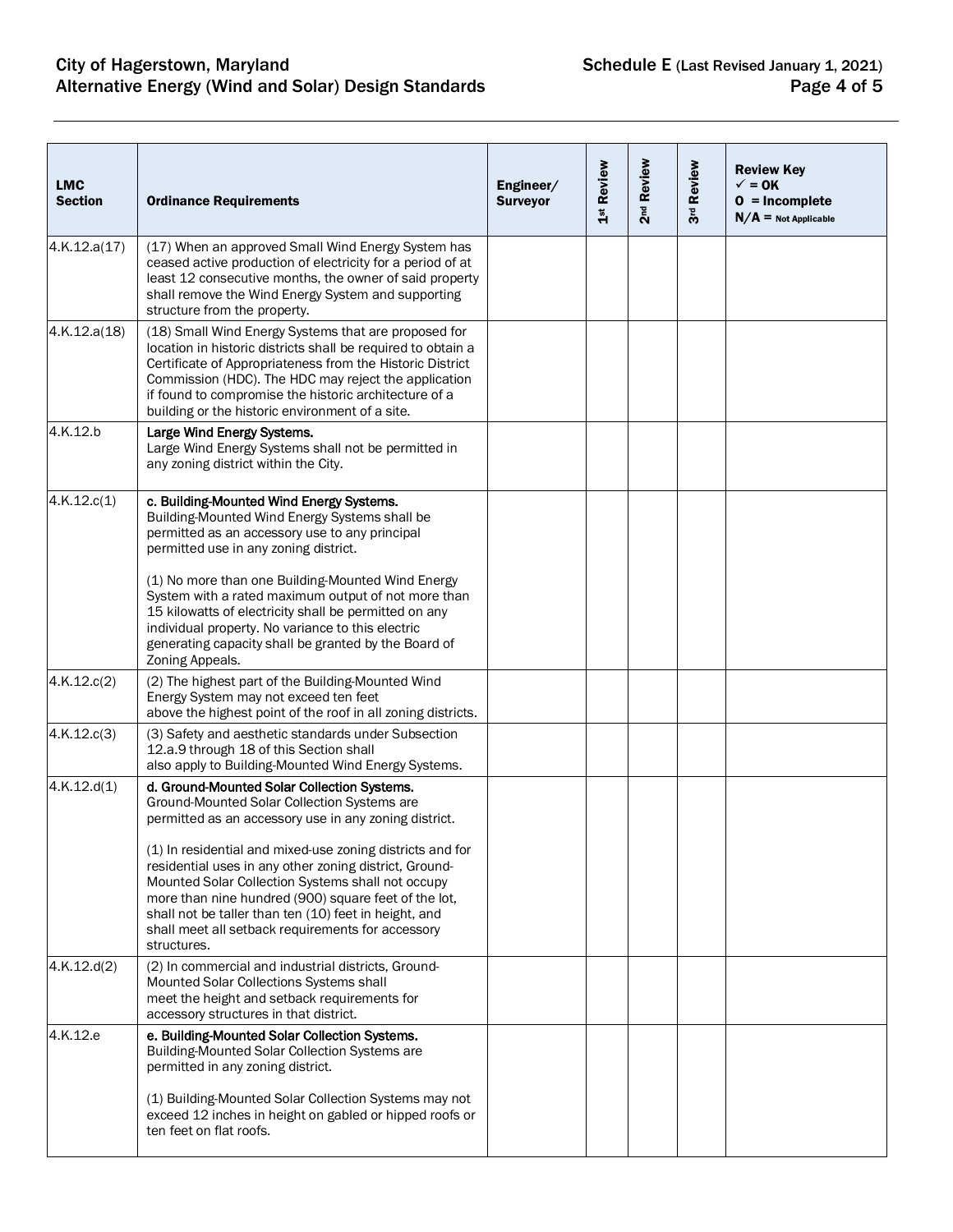| LMC Section | Ordinance Requirements | Engineer/ Surveyor | 1st Review | 2nd Review | 3rd Review | Review Key ✓ = OK O = Incomplete N/A = Not Applicable |
|---|---|---|---|---|---|---|
| 4.K.12.a(17) | (17) When an approved Small Wind Energy System has ceased active production of electricity for a period of at least 12 consecutive months, the owner of said property shall remove the Wind Energy System and supporting structure from the property. | | | | | |
| 4.K.12.a(18) | (18) Small Wind Energy Systems that are proposed for location in historic districts shall be required to obtain a Certificate of Appropriateness from the Historic District Commission (HDC). The HDC may reject the application if found to compromise the historic architecture of a building or the historic environment of a site. | | | | | |
| 4.K.12.b | **Large Wind Energy Systems.** Large Wind Energy Systems shall not be permitted in any zoning district within the City. | | | | | |
| 4.K.12.c(1) | **c. Building-Mounted Wind Energy Systems.** Building-Mounted Wind Energy Systems shall be permitted as an accessory use to any principal permitted use in any zoning district.<br><br>(1) No more than one Building-Mounted Wind Energy System with a rated maximum output of not more than 15 kilowatts of electricity shall be permitted on any individual property. No variance to this electric generating capacity shall be granted by the Board of Zoning Appeals. | | | | | |
| 4.K.12.c(2) | (2) The highest part of the Building-Mounted Wind Energy System may not exceed ten feet above the highest point of the roof in all zoning districts. | | | | | |
| 4.K.12.c(3) | (3) Safety and aesthetic standards under Subsection 12.a.9 through 18 of this Section shall also apply to Building-Mounted Wind Energy Systems. | | | | | |
| 4.K.12.d(1) | **d. Ground-Mounted Solar Collection Systems.** Ground-Mounted Solar Collection Systems are permitted as an accessory use in any zoning district.<br><br>(1) In residential and mixed-use zoning districts and for residential uses in any other zoning district, Ground-Mounted Solar Collection Systems shall not occupy more than nine hundred (900) square feet of the lot, shall not be taller than ten (10) feet in height, and shall meet all setback requirements for accessory structures. | | | | | |
| 4.K.12.d(2) | (2) In commercial and industrial districts, Ground-Mounted Solar Collections Systems shall meet the height and setback requirements for accessory structures in that district. | | | | | |
| 4.K.12.e | **e. Building-Mounted Solar Collection Systems.** Building-Mounted Solar Collection Systems are permitted in any zoning district.<br><br>(1) Building-Mounted Solar Collection Systems may not exceed 12 inches in height on gabled or hipped roofs or ten feet on flat roofs. | | | | | |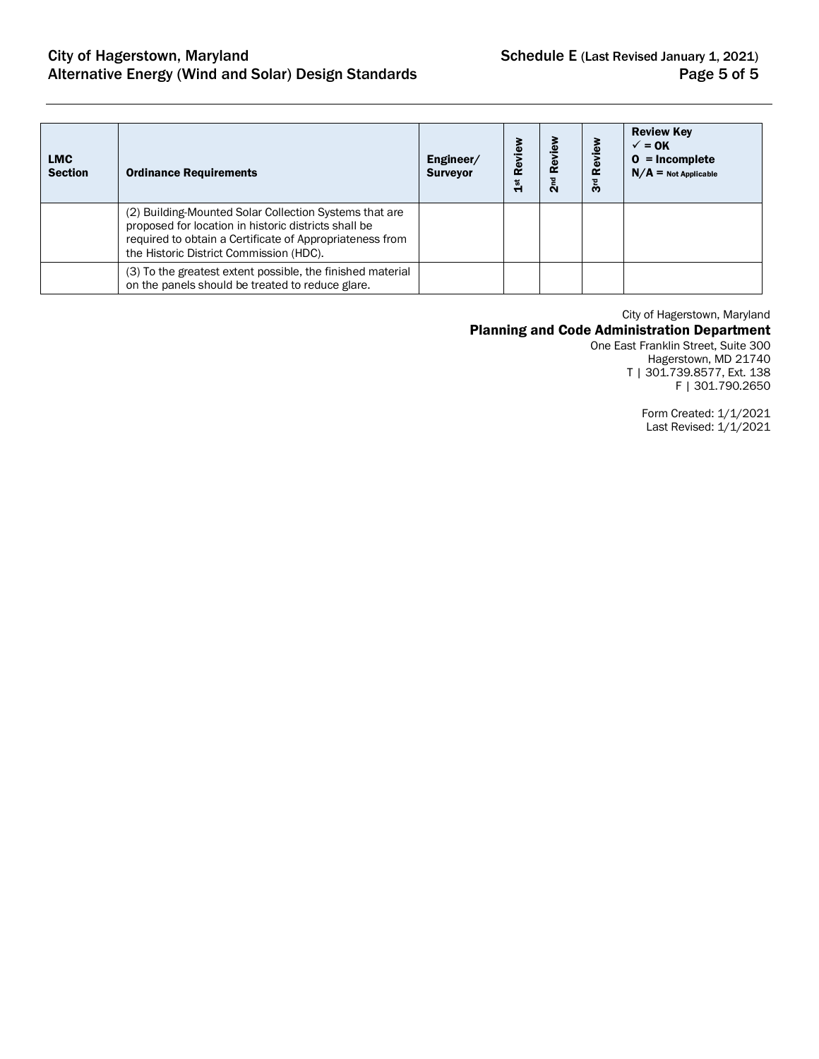| LMC Section | Ordinance Requirements | Engineer/ Surveyor | 1st Review | 2nd Review | 3rd Review | Review Key ✓ = OK O = Incomplete N/A = Not Applicable |
|---|---|---|---|---|---|---|
| | (2) Building-Mounted Solar Collection Systems that are proposed for location in historic districts shall be required to obtain a Certificate of Appropriateness from the Historic District Commission (HDC). | | | | | |
| | (3) To the greatest extent possible, the finished material on the panels should be treated to reduce glare. | | | | | |

City of Hagerstown, Maryland

**Planning and Code Administration Department**

One East Franklin Street, Suite 300
Hagerstown, MD 21740
T | 301.739.8577, Ext. 138
F | 301.790.2650

Form Created: 1/1/2021
Last Revised: 1/1/2021